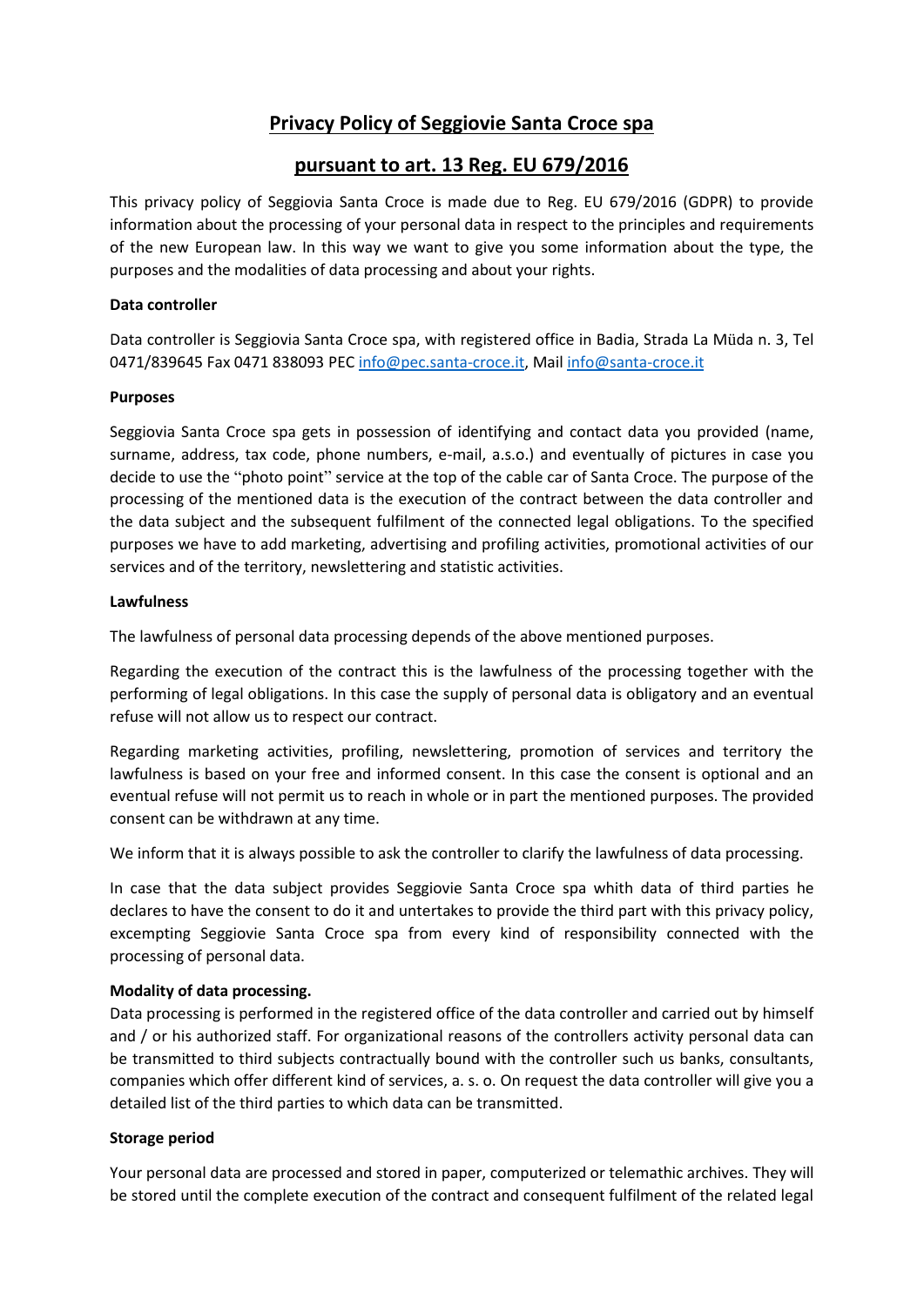# Privacy Policy of Seggiovie Santa Croce spa

## pursuant to art. 13 Reg. EU 679/2016

This privacy policy of Seggiovia Santa Croce is made due to Reg. EU 679/2016 (GDPR) to provide information about the processing of your personal data in respect to the principles and requirements of the new European law. In this way we want to give you some information about the type, the purposes and the modalities of data processing and about your rights.

**Data controller**

Data controller is Seggiovia Santa Croce spa, with registered office in Badia, Strada La Müda n. 3, Tel 0471/839645 Fax 0471 838093 PEC info@pec.santa-croce.it, Mail info@santa-croce.it

**Purposes**

Seggiovia Santa Croce spa gets in possession of identifying and contact data you provided (name, surname, address, tax code, phone numbers, e-mail, a.s.o.) and eventually of pictures in case you decide to use the "photo point" service at the top of the cable car of Santa Croce. The purpose of the processing of the mentioned data is the execution of the contract between the data controller and the data subject and the subsequent fulfilment of the connected legal obligations. To the specified purposes we have to add marketing, advertising and profiling activities, promotional activities of our services and of the territory, newslettering and statistic activities.

**Lawfulness**

The lawfulness of personal data processing depends of the above mentioned purposes.

Regarding the execution of the contract this is the lawfulness of the processing together with the performing of legal obligations. In this case the supply of personal data is obligatory and an eventual refuse will not allow us to respect our contract.

Regarding marketing activities, profiling, newslettering, promotion of services and territory the lawfulness is based on your free and informed consent. In this case the consent is optional and an eventual refuse will not permit us to reach in whole or in part the mentioned purposes. The provided consent can be withdrawn at any time.

We inform that it is always possible to ask the controller to clarify the lawfulness of data processing.

In case that the data subject provides Seggiovie Santa Croce spa whith data of third parties he declares to have the consent to do it and untertakes to provide the third part with this privacy policy, excempting Seggiovie Santa Croce spa from every kind of responsibility connected with the processing of personal data.

**Modality of data processing.**

Data processing is performed in the registered office of the data controller and carried out by himself and / or his authorized staff. For organizational reasons of the controllers activity personal data can be transmitted to third subjects contractually bound with the controller such us banks, consultants, companies which offer different kind of services, a. s. o. On request the data controller will give you a detailed list of the third parties to which data can be transmitted.

**Storage period**

Your personal data are processed and stored in paper, computerized or telematic archives. They will be stored until the complete execution of the contract and consequent fulfilment of the related legal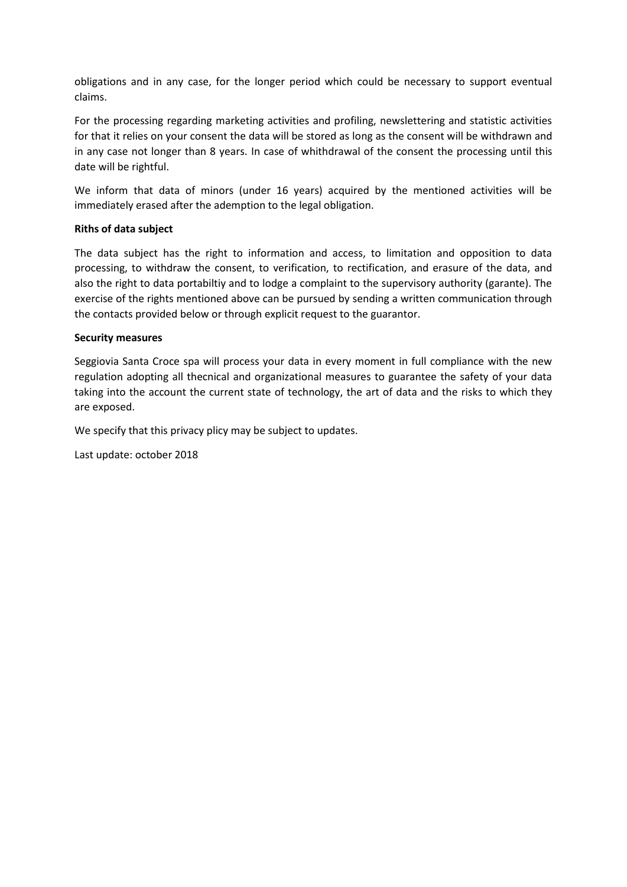obligations and in any case, for the longer period which could be necessary to support eventual claims.

For the processing regarding marketing activities and profiling, newslettering and statistic activities for that it relies on your consent the data will be stored as long as the consent will be withdrawn and in any case not longer than 8 years. In case of whithdrawal of the consent the processing until this date will be rightful.

We inform that data of minors (under 16 years) acquired by the mentioned activities will be immediately erased after the ademption to the legal obligation.

**Riths of data subject**

The data subject has the right to information and access, to limitation and opposition to data processing, to withdraw the consent, to verification, to rectification, and erasure of the data, and also the right to data portabiltiy and to lodge a complaint to the supervisory authority (garante). The exercise of the rights mentioned above can be pursued by sending a written communication through the contacts provided below or through explicit request to the guarantor.

**Security measures**

Seggiovia Santa Croce spa will process your data in every moment in full compliance with the new regulation adopting all thecnical and organizational measures to guarantee the safety of your data taking into the account the current state of technology, the art of data and the risks to which they are exposed.

We specify that this privacy plicy may be subject to updates.

Last update: october 2018